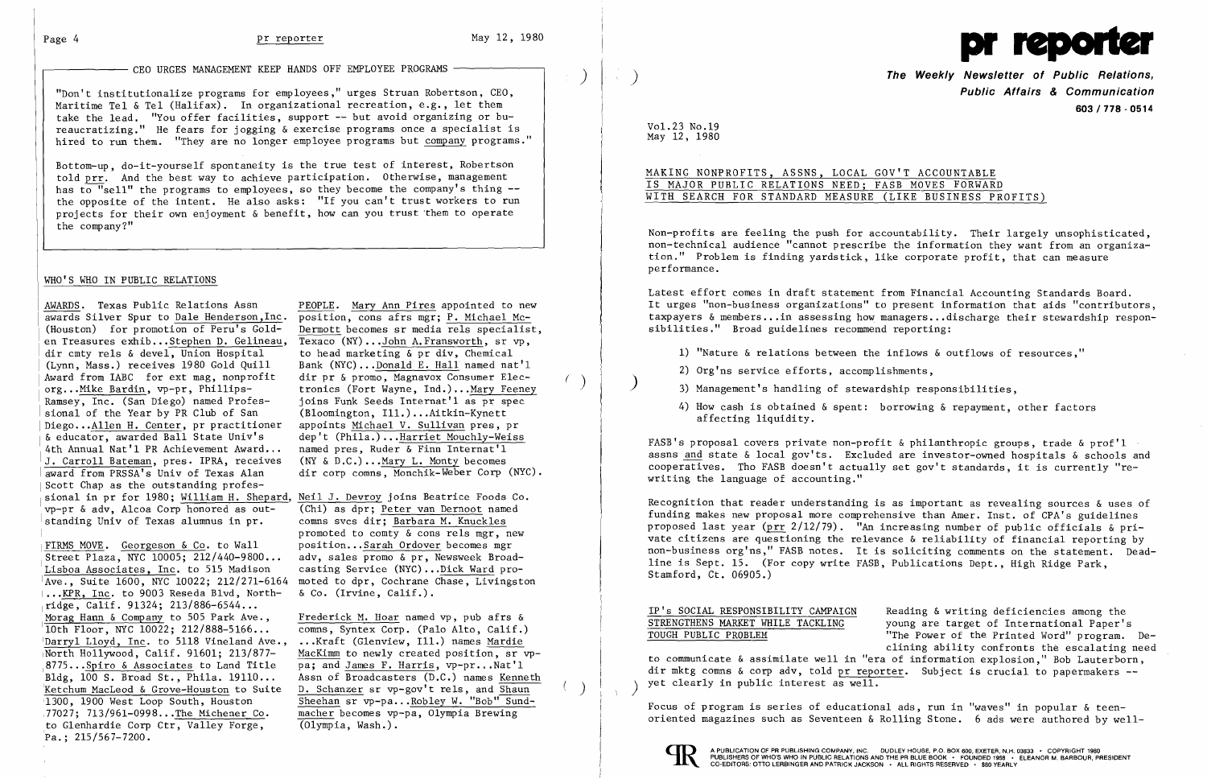## CEO URGES MANAGEMENT KEEP HANDS OFF EMPLOYEE PROGRAMS

"Don't institutionalize programs for employees," urges Struan Robertson, CEO, Maritime Tel & Tel (Halifax). In organizational recreation, e.g., let them take the lead. "You offer facilities, support -- but avoid organizing or bureaucratizing." He fears for jogging & exercise programs once a specialist is hired to run them. "They are no longer employee programs but company programs."

Bottom-up, do-it-yourself spontaneity is the true test of interest, Robertson told prr. And the best way to achieve participation. Otherwise, management has to "sell" the programs to employees, so they become the company's thing -- the opposite of the intent. He also asks: "If you can't trust workers to run projects for their own enjoyment & benefit, how can you trust them to operate the company?"

## WHO'S WHO IN PUBLIC RELATIONS

AWARDS. Texas Public Relations Assn awards Silver Spur to Dale Henderson, Inc. (Houston) for promotion of Peru's Golden Treasures exhib...Stephen D. Gelineau, dir cmty rels & devel, Union Hospital (Lynn, Mass.) receives 1980 Gold Quill Award from IABC for ext mag, nonprofit org...Mike Bardin, vp-pr, Phillips-Ramsey, Inc. (San Diego) named Professional of the Year by PR Club of San Diego...Allen H. Center, pr practitioner & educator, awarded Ball State Univ's 4th Annual Nat'l PR Achievement Award... J. Carroll Bateman, pres. IPRA, receives award from PRSSA's Univ of Texas Alan Scott Chap as the outstanding professional in pr for 1980; William H. Shepard, vp-pr & adv, Alcoa Corp honored as outstanding Univ of Texas alumnus in pr.

FIRMS MOVE. Georgeson & Co. to Wall Street Plaza, NYC 10005; 212/440-9800... Lisboa Associates, Inc. to 515 Madison Ave., Suite 1600, NYC 10022; 212/271-6164 ...KPR, Inc. to 9003 Reseda Blvd, Northridge, Calif. 91324; 213/886-6544... Morag Hann & Company to 505 Park Ave., 10th Floor, NYC 10022; 212/888-5166... Darryl Lloyd, Inc. to 5118 Vineland Ave., North Hollywood, Calif. 91601; 213/877-8775...Spiro & Associates to Land Title Bldg, 100 S. Broad St., Phila. 19110... Ketchum MacLeod & Grove-Houston to Suite 1300, 1900 West Loop South, Houston 77027; 713/961-0998...The Michener Co. to Glenhardie Corp Ctr, Valley Forge, Pa.; 215/567-7200.

PEOPLE. Mary Ann Pires appointed to new position, cons afrs mgr; P. Michael McDermott becomes sr media rels specialist, Texaco (NY)...John A. Fransworth, sr vp, to head marketing & pr div, Chemical Bank (NYC)...Donald E. Hall named nat'l dir pr & promo, Magnavox Consumer Electronics (Fort Wayne, Ind.)...Mary Feeney joins Funk Seeds Internat'l as pr spec (Bloomington, Ill.)...Aitkin-Kynett appoints Michael V. Sullivan pres, pr dep't (Phila.)...Harriet Mouchly-Weiss named pres, Ruder & Finn Internat'l (NY & D.C.)...Mary L. Monty becomes dir corp comns, Monchik-Weber Corp (NYC).

Neil J. Devroy joins Beatrice Foods Co. (Chi) as dpr; Peter van Dernoot named comns svcs dir; Barbara M. Knuckles promoted to comty & cons rels mgr, new position...Sarah Ordover becomes mgr adv, sales promo & pr, Newsweek Broadcasting Service (NYC)...Dick Ward promoted to dpr, Cochrane Chase, Livingston & Co. (Irvine, Calif.).

Frederick M. Hoar named vp, pub afrs & comns, Syntex Corp. (Palo Alto, Calif.) ...Kraft (Glenview, Ill.) names Mardie MacKimm to newly created position, sr vp-pa; and James F. Harris, vp-pr...Nat'l Assn of Broadcasters (D.C.) names Kenneth D. Schanzer sr vp-gov't rels, and Shaun Sheehan sr vp-pa...Robley W. "Bob" Sundmacher becomes vp-pa, Olympia Brewing (Olympia, Wash.).

# pr reporter

**The Weekly Newsletter of Public Relations, Public Affairs & Communication**

**603 / 778 - 0514**

Vol.23 No.19
May 12, 1980

## MAKING NONPROFITS, ASSNS, LOCAL GOV'T ACCOUNTABLE IS MAJOR PUBLIC RELATIONS NEED; FASB MOVES FORWARD WITH SEARCH FOR STANDARD MEASURE (LIKE BUSINESS PROFITS)

Non-profits are feeling the push for accountability. Their largely unsophisticated, non-technical audience "cannot prescribe the information they want from an organization." Problem is finding yardstick, like corporate profit, that can measure performance.

Latest effort comes in draft statement from Financial Accounting Standards Board. It urges "non-business organizations" to present information that aids "contributors, taxpayers & members...in assessing how managers...discharge their stewardship responsibilities." Broad guidelines recommend reporting:

1) "Nature & relations between the inflows & outflows of resources,"
2) Org'ns service efforts, accomplishments,
3) Management's handling of stewardship responsibilities,
4) How cash is obtained & spent: borrowing & repayment, other factors affecting liquidity.

FASB's proposal covers private non-profit & philanthropic groups, trade & prof'l assns and state & local gov'ts. Excluded are investor-owned hospitals & schools and cooperatives. Tho FASB doesn't actually set gov't standards, it is currently "rewriting the language of accounting."

Recognition that reader understanding is as important as revealing sources & uses of funding makes new proposal more comprehensive than Amer. Inst. of CPA's guidelines proposed last year (prr 2/12/79). "An increasing number of public officials & private citizens are questioning the relevance & reliability of financial reporting by non-business org'ns," FASB notes. It is soliciting comments on the statement. Deadline is Sept. 15. (For copy write FASB, Publications Dept., High Ridge Park, Stamford, Ct. 06905.)

## IP's SOCIAL RESPONSIBILITY CAMPAIGN STRENGTHENS MARKET WHILE TACKLING TOUGH PUBLIC PROBLEM

Reading & writing deficiencies among the young are target of International Paper's "The Power of the Printed Word" program. Declining ability confronts the escalating need to communicate & assimilate well in "era of information explosion," Bob Lauterborn, dir mktg comns & corp adv, told pr reporter. Subject is crucial to papermakers -- yet clearly in public interest as well.

Focus of program is series of educational ads, run in "waves" in popular & teen-oriented magazines such as Seventeen & Rolling Stone. 6 ads were authored by well-

A PUBLICATION OF PR PUBLISHING COMPANY, INC. DUDLEY HOUSE, P.O. BOX 600, EXETER, N.H. 03833 • COPYRIGHT 1980 PUBLISHERS OF WHO'S WHO IN PUBLIC RELATIONS AND THE PR BLUE BOOK • FOUNDED 1958 • ELEANOR M. BARBOUR, PRESIDENT CO-EDITORS: OTTO LERBINGER AND PATRICK JACKSON • ALL RIGHTS RESERVED • $80 YEARLY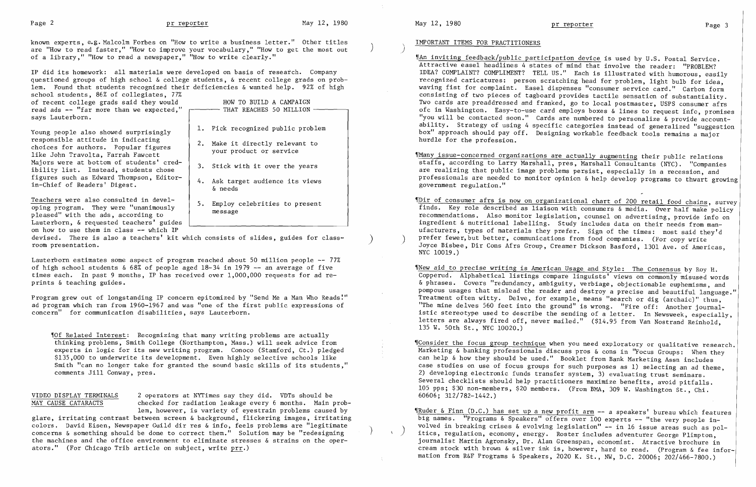known experts, e.g. Malcolm Forbes on "How to write a business letter." Other titles are "How to read faster," "How to improve your vocabulary," "How to get the most out of a library," "How to read a newspaper," "How to write clearly."

IP did its homework: all materials were developed on basis of research. Company questioned groups of high school & college students, & recent college grads on problem. Found that students recognized their deficiencies & wanted help. 92% of high school students, 86% of collegiates, 77% of recent college grads said they would read ads -- "far more than we expected," says Lauterborn.

Young people also showed surprisingly responsible attitude in indicating choices for authors. Popular figures like John Travolta, Farrah Fawcett Majors were at bottom of students' credibility list. Instead, students chose figures such as Edward Thompson, Editor-in-Chief of Readers' Digest.

Teachers were also consulted in developing program. They were "unanimously pleased" with the ads, according to Lauterborn, & requested teachers' guides on how to use them in class -- which IP devised. There is also a teachers' kit which consists of slides, guides for classroom presentation.

> **HOW TO BUILD A CAMPAIGN THAT REACHES 50 MILLION**
>
> 1. Pick recognized public problem
> 2. Make it directly relevant to your product or service
> 3. Stick with it over the years
> 4. Ask target audience its views & needs
> 5. Employ celebrities to present message

Lauterborn estimates some aspect of program reached about 50 million people -- 77% of high school students & 68% of people aged 18-34 in 1979 -- an average of five times each. In past 9 months, IP has received over 1,000,000 requests for ad reprints & teaching guides.

Program grew out of longstanding IP concern epitomized by "Send Me a Man Who Reads!" ad program which ran from 1960-1967 and was "one of the first public expressions of concern" for communication disabilities, says Lauterborn.

¶Of Related Interest: Recognizing that many writing problems are actually thinking problems, Smith College (Northampton, Mass.) will seek advice from experts in logic for its new writing program. Conoco (Stamford, Ct.) pledged $135,000 to underwrite its development. Even highly selective schools like Smith "can no longer take for granted the sound basic skills of its students," comments Jill Conway, pres.

## VIDEO DISPLAY TERMINALS MAY CAUSE CATARACTS

2 operators at NYTimes say they did. VDTs should be checked for radiation leakage every 6 months. Main problem, however, is variety of eyestrain problems caused by glare, irritating contrast between screen & background, flickering images, irritating colors. David Eisen, Newspaper Guild dir res & info, feels problems are "legitimate concerns & something should be done to correct them." Solution may be "redesigning the machines and the office environment to eliminate stresses & strains on the operators." (For Chicago Trib article on subject, write prr.)

## IMPORTANT ITEMS FOR PRACTITIONERS

¶An inviting feedback/public participation device is used by U.S. Postal Service. Attractive easel headlines 4 states of mind that involve the reader: "PROBLEM? IDEA? COMPLAINT? COMPLIMENT? TELL US." Each is illustrated with humorous, easily recognized caricatures: person scratching head for problem, light bulb for idea, waving fist for complaint. Easel dispenses "consumer service card." Carbon form consisting of two pieces of tagboard provides tactile sensation of substantiality. Two cards are preaddressed and franked, go to local postmaster, USPS consumer afrs ofc in Washington. Easy-to-use card employs boxes & lines to request info, promises "you will be contacted soon." Cards are numbered to personalize & provide accountability. Strategy of using 4 specific categories instead of generalized "suggestion box" approach should pay off. Designing workable feedback tools remains a major hurdle for the profession.

¶Many issue-concerned organizations are actually augmenting their public relations staffs, according to Larry Marshall, pres, Marshall Consultants (NYC). "Companies are realizing that public image problems persist, especially in a recession, and professionals are needed to monitor opinion & help develop programs to thwart growing government regulation."

¶Dir of consumer afrs is now on organizational chart of 200 retail food chains, survey finds. Key role described as liaison with consumers & media. Over half make policy recommendations. Also monitor legislation, counsel on advertising, provide info on ingredient & nutritional labelling. Study includes data on their needs from manufacturers, types of materials they prefer. Sign of the times: most said they'd prefer fewer, but better, communications from food companies. (For copy write Joyce Bisbee, Dir Cons Afrs Group, Creamer Dickson Basford, 1301 Ave. of Americas, NYC 10019.)

¶New aid to precise writing is American Usage and Style: The Consensus by Roy H. Copperud. Alphabetical listings compare linguists' views on commonly misused words & phrases. Covers "redundancy, ambiguity, verbiage, objectionable euphemisms, and pompous usages that mislead the reader and destroy a precise and beautiful language." Treatment often witty. Delve, for example, means "search or dig (archaic)" thus, "The mine delves 560 feet into the ground" is wrong. "Fire off: Another journalistic stereotype used to describe the sending of a letter. In Newsweek, especially, letters are always fired off, never mailed." ($14.95 from Van Nostrand Reinhold, 135 W. 50th St., NYC 10020.)

¶Consider the focus group technique when you need exploratory or qualitative research. Marketing & banking professionals discuss pros & cons in "Focus Groups: When they can help & how they should be used." Booklet from Bank Marketing Assn includes case studies on use of focus groups for such purposes as 1) selecting an ad theme, 2) developing electronic funds transfer system, 3) evaluating trust seminars. Several checklists should help practitioners maximize benefits, avoid pitfalls. 105 pps; $30 non-members, $20 members. (From BMA, 309 W. Washington St., Chi. 60606; 312/782-1442.)

¶Ruder & Finn (D.C.) has set up a new profit arm -- a speakers' bureau which features big names. "Programs & Speakers" offers over 100 experts -- "the very people involved in breaking crises & evolving legislation" -- in 16 issue areas such as politics, regulation, economy, energy. Roster includes adventurer George Plimpton, journalist Martin Agronsky, Dr. Alan Greenspan, economist. Attractive brochure in cream stock with brown & silver ink is, however, hard to read. (Program & fee information from R&F Programs & Speakers, 2020 K. St., NW, D.C. 20006; 202/466-7800.)